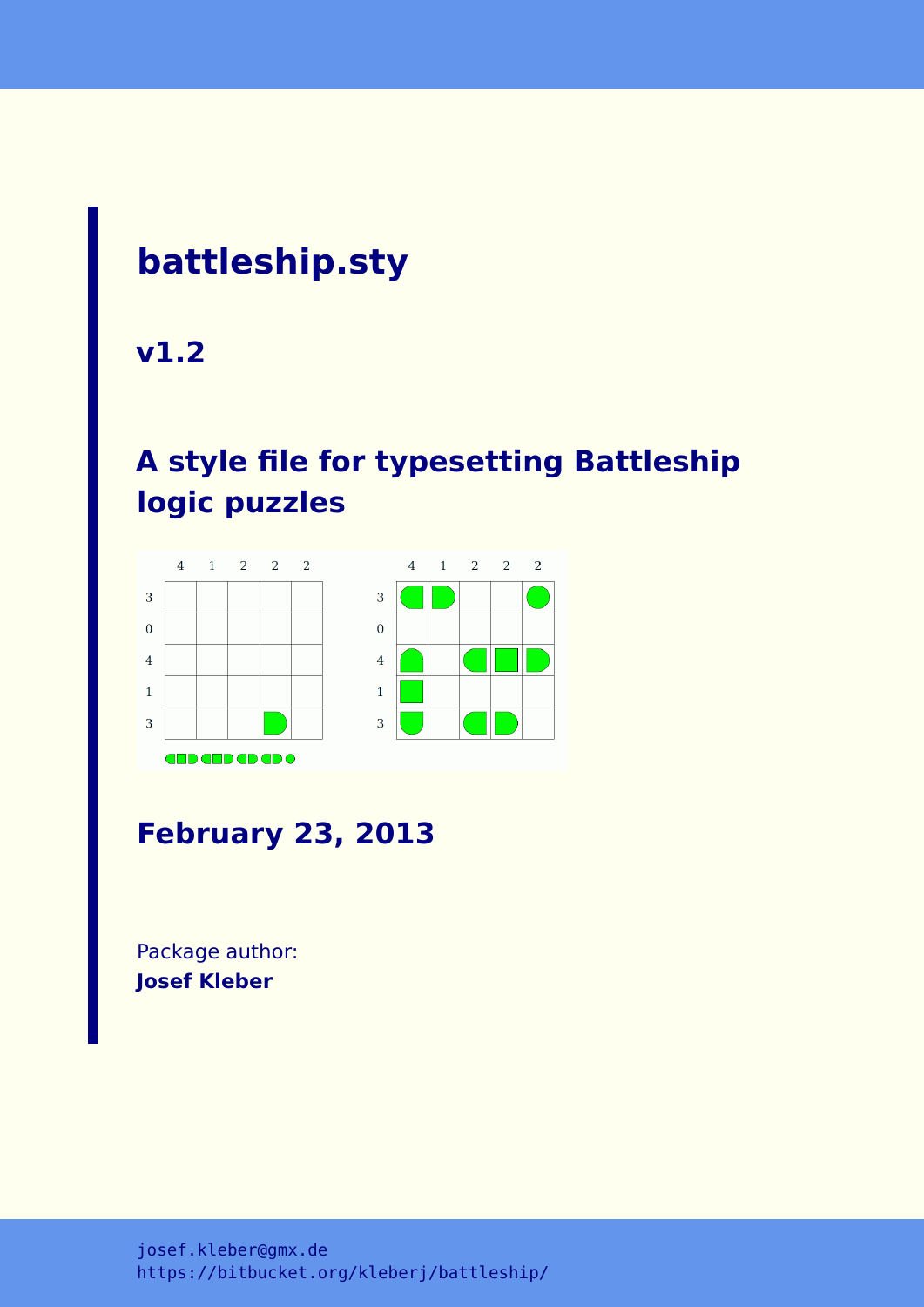# battleship.sty

## v1.2

## A style file for typesetting Battleship logic puzzles

## February 23, 2013

Package author:
**Josef Kleber**

```
josef.kleber@gmx.de
https://bitbucket.org/kleberj/battleship/
```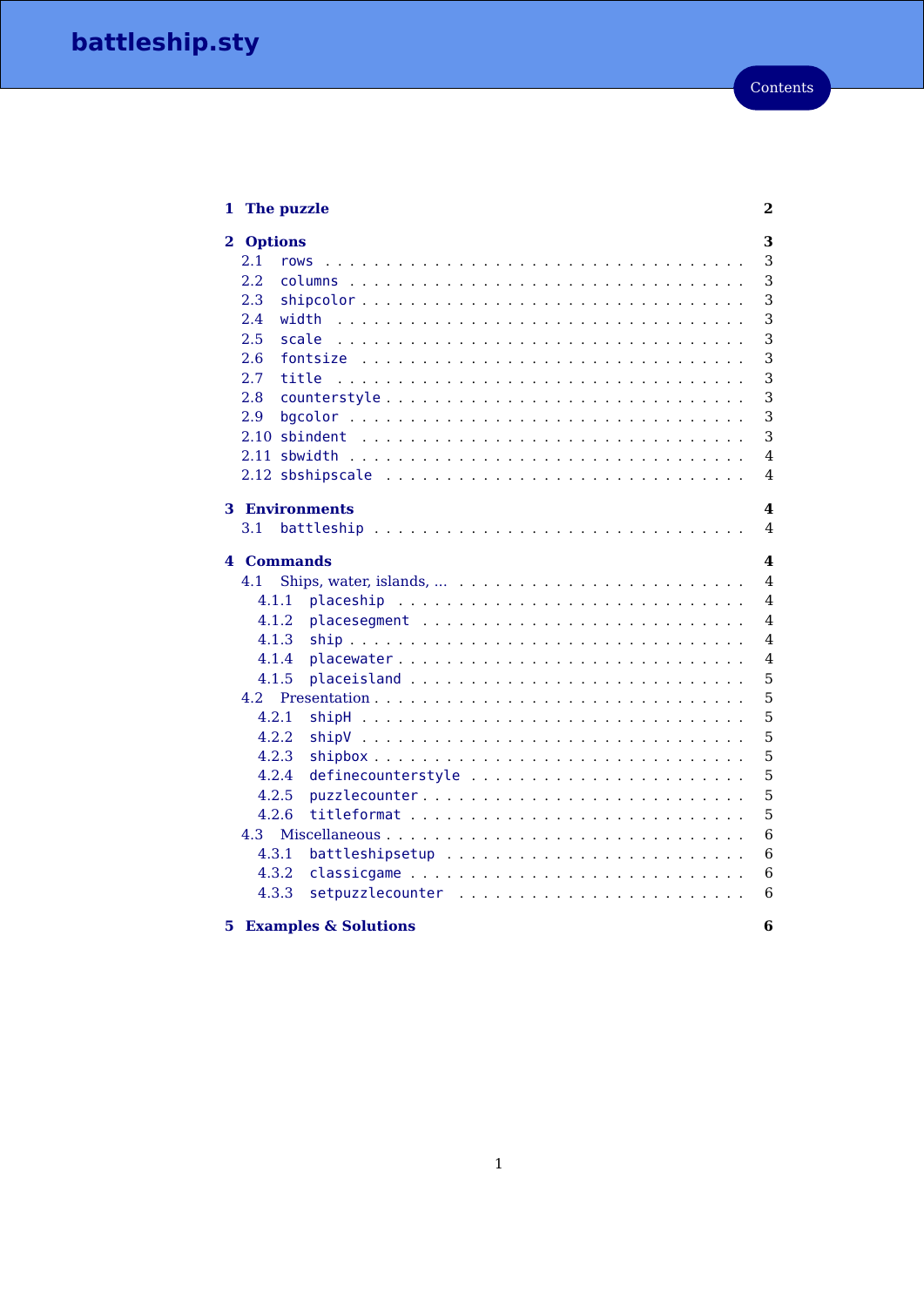# battleship.sty

Contents

1 The puzzle 2

2 Options 3
- 2.1 rows 3
- 2.2 columns 3
- 2.3 shipcolor 3
- 2.4 width 3
- 2.5 scale 3
- 2.6 fontsize 3
- 2.7 title 3
- 2.8 counterstyle 3
- 2.9 bgcolor 3
- 2.10 sbindent 3
- 2.11 sbwidth 4
- 2.12 sbshipscale 4

3 Environments 4
- 3.1 battleship 4

4 Commands 4
- 4.1 Ships, water, islands, ... 4
  - 4.1.1 placeship 4
  - 4.1.2 placesegment 4
  - 4.1.3 ship 4
  - 4.1.4 placewater 4
  - 4.1.5 placeisland 5
- 4.2 Presentation 5
  - 4.2.1 shipH 5
  - 4.2.2 shipV 5
  - 4.2.3 shipbox 5
  - 4.2.4 definecounterstyle 5
  - 4.2.5 puzzlecounter 5
  - 4.2.6 titleformat 5
- 4.3 Miscellaneous 6
  - 4.3.1 battleshipsetup 6
  - 4.3.2 classicgame 6
  - 4.3.3 setpuzzlecounter 6

5 Examples & Solutions 6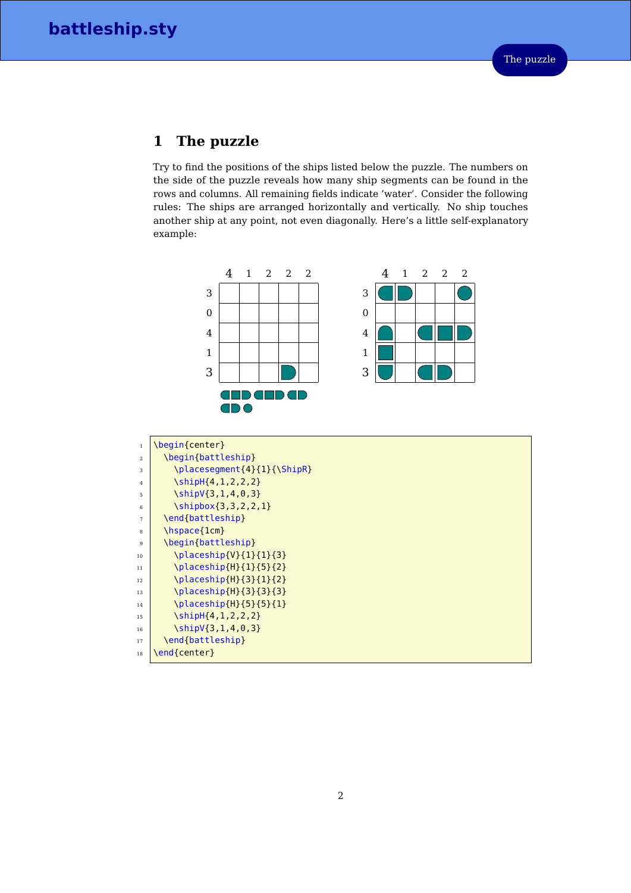# 1 The puzzle

Try to find the positions of the ships listed below the puzzle. The numbers on the side of the puzzle reveals how many ship segments can be found in the rows and columns. All remaining fields indicate 'water'. Consider the following rules: The ships are arranged horizontally and vertically. No ship touches another ship at any point, not even diagonally. Here's a little self-explanatory example:

|   | 4 | 1 | 2 | 2 | 2 |
|---|---|---|---|---|---|
| 3 |   |   |   |   |   |
| 0 |   |   |   |   |   |
| 4 |   |   |   |   |   |
| 1 |   |   |   |   |   |
| 3 |   |   |   |   |   |

|   | 4 | 1 | 2 | 2 | 2 |
|---|---|---|---|---|---|
| 3 |   |   |   |   |   |
| 0 |   |   |   |   |   |
| 4 |   |   |   |   |   |
| 1 |   |   |   |   |   |
| 3 |   |   |   |   |   |

```
\begin{center}
  \begin{battleship}
    \placesegment{4}{1}{\ShipR}
    \shipH{4,1,2,2,2}
    \shipV{3,1,4,0,3}
    \shipbox{3,3,2,2,1}
  \end{battleship}
  \hspace{1cm}
  \begin{battleship}
    \placeship{V}{1}{1}{3}
    \placeship{H}{1}{5}{2}
    \placeship{H}{3}{1}{2}
    \placeship{H}{3}{3}{3}
    \placeship{H}{5}{5}{1}
    \shipH{4,1,2,2,2}
    \shipV{3,1,4,0,3}
  \end{battleship}
\end{center}
```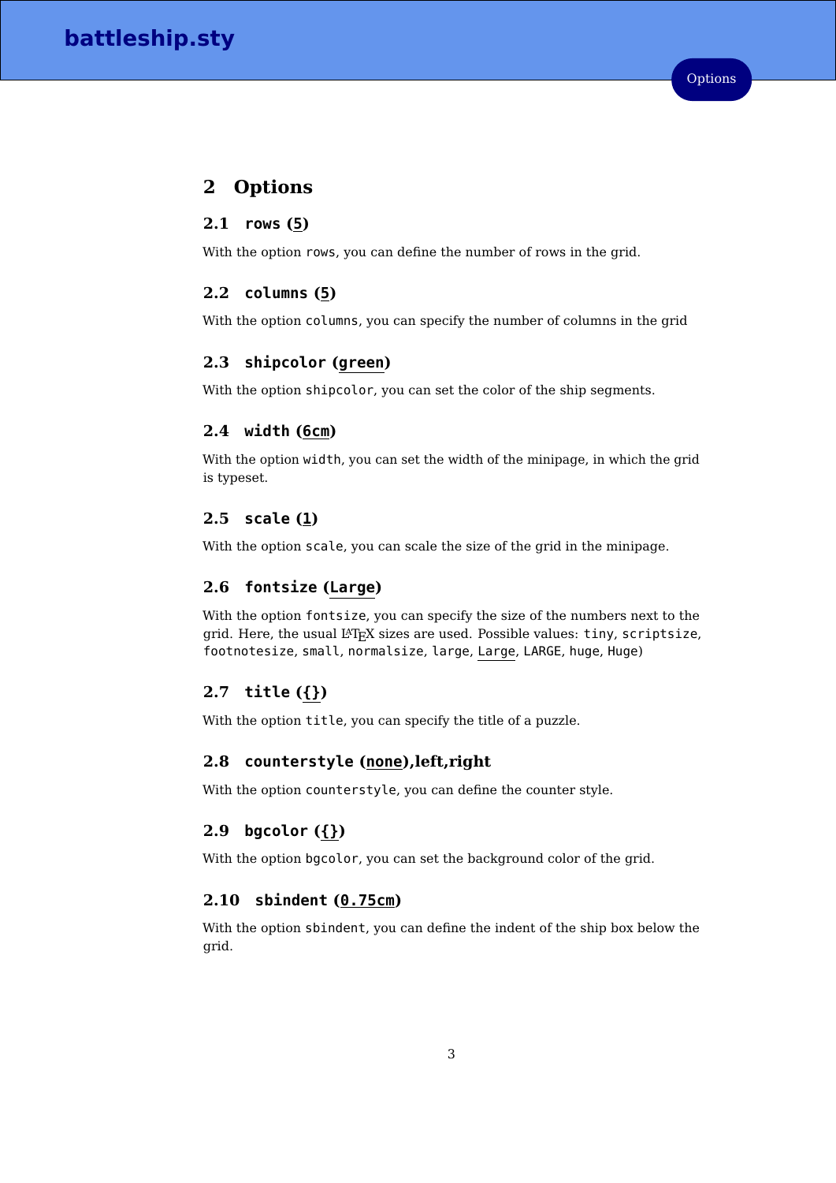# 2 Options

## 2.1 `rows` (5)

With the option `rows`, you can define the number of rows in the grid.

## 2.2 `columns` (5)

With the option `columns`, you can specify the number of columns in the grid

## 2.3 `shipcolor` (green)

With the option `shipcolor`, you can set the color of the ship segments.

## 2.4 `width` (6cm)

With the option `width`, you can set the width of the minipage, in which the grid is typeset.

## 2.5 `scale` (1)

With the option `scale`, you can scale the size of the grid in the minipage.

## 2.6 `fontsize` (Large)

With the option `fontsize`, you can specify the size of the numbers next to the grid. Here, the usual LaTeX sizes are used. Possible values: `tiny`, `scriptsize`, `footnotesize`, `small`, `normalsize`, `large`, `Large`, `LARGE`, `huge`, `Huge`)

## 2.7 `title` ({})

With the option `title`, you can specify the title of a puzzle.

## 2.8 `counterstyle` (none),left,right

With the option `counterstyle`, you can define the counter style.

## 2.9 `bgcolor` ({})

With the option `bgcolor`, you can set the background color of the grid.

## 2.10 `sbindent` (0.75cm)

With the option `sbindent`, you can define the indent of the ship box below the grid.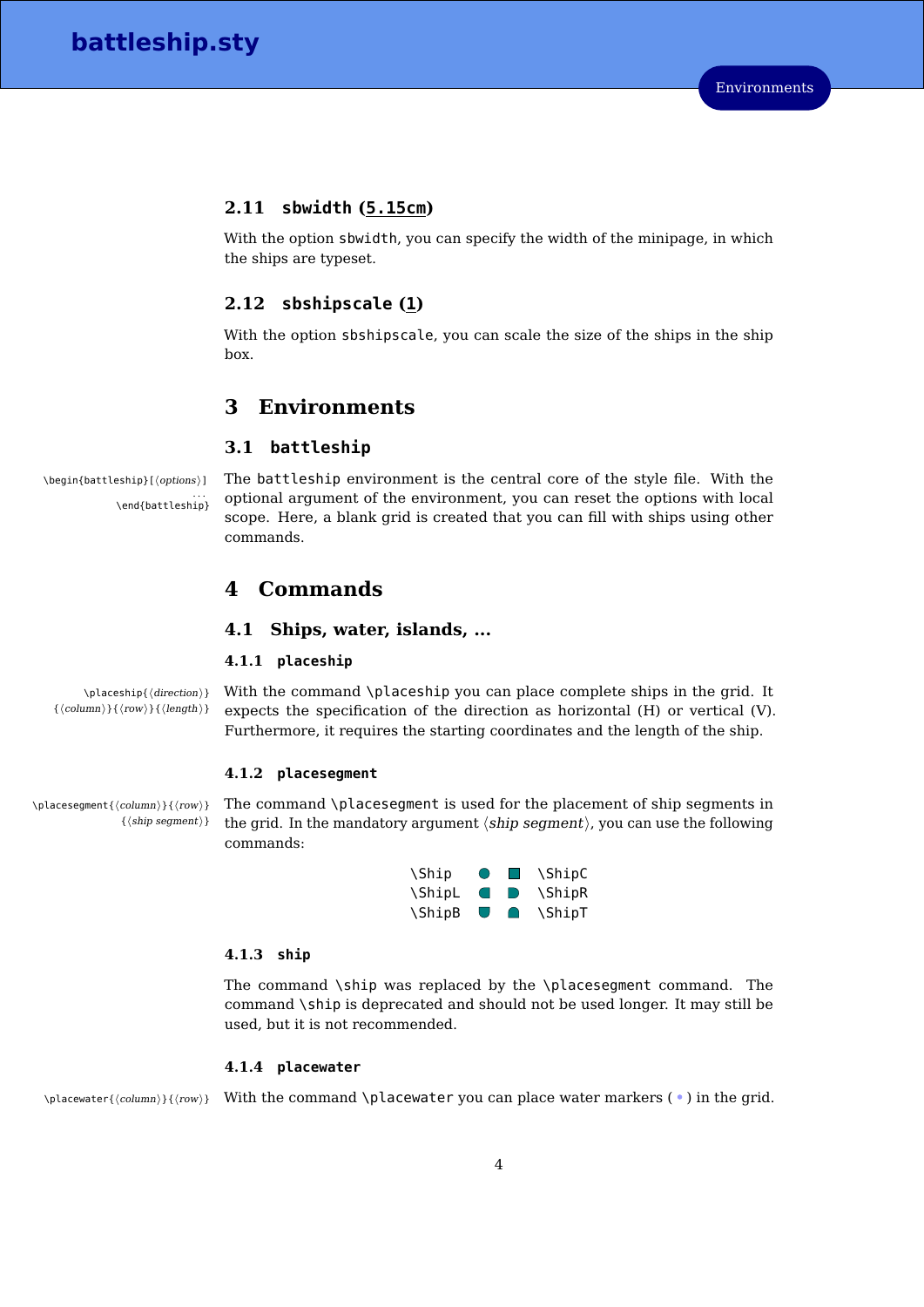### 2.11 sbwidth (5.15cm)

With the option sbwidth, you can specify the width of the minipage, in which the ships are typeset.

### 2.12 sbshipscale (1)

With the option sbshipscale, you can scale the size of the ships in the ship box.

## 3 Environments

### 3.1 battleship

```
\begin{battleship}[⟨options⟩]
...
\end{battleship}
```

The battleship environment is the central core of the style file. With the optional argument of the environment, you can reset the options with local scope. Here, a blank grid is created that you can fill with ships using other commands.

## 4 Commands

### 4.1 Ships, water, islands, ...

#### 4.1.1 placeship

```
\placeship{⟨direction⟩}{⟨column⟩}{⟨row⟩}{⟨length⟩}
```

With the command \placeship you can place complete ships in the grid. It expects the specification of the direction as horizontal (H) or vertical (V). Furthermore, it requires the starting coordinates and the length of the ship.

#### 4.1.2 placesegment

```
\placesegment{⟨column⟩}{⟨row⟩}{⟨ship segment⟩}
```

The command \placesegment is used for the placement of ship segments in the grid. In the mandatory argument ⟨*ship segment*⟩, you can use the following commands:

| | | | |
|---|---|---|---|
| \Ship | ● | ■ | \ShipC |
| \ShipL | ◖ | ◗ | \ShipR |
| \ShipB | ◡ | ◠ | \ShipT |

#### 4.1.3 ship

The command \ship was replaced by the \placesegment command. The command \ship is deprecated and should not be used longer. It may still be used, but it is not recommended.

#### 4.1.4 placewater

```
\placewater{⟨column⟩}{⟨row⟩}
```

With the command \placewater you can place water markers ( • ) in the grid.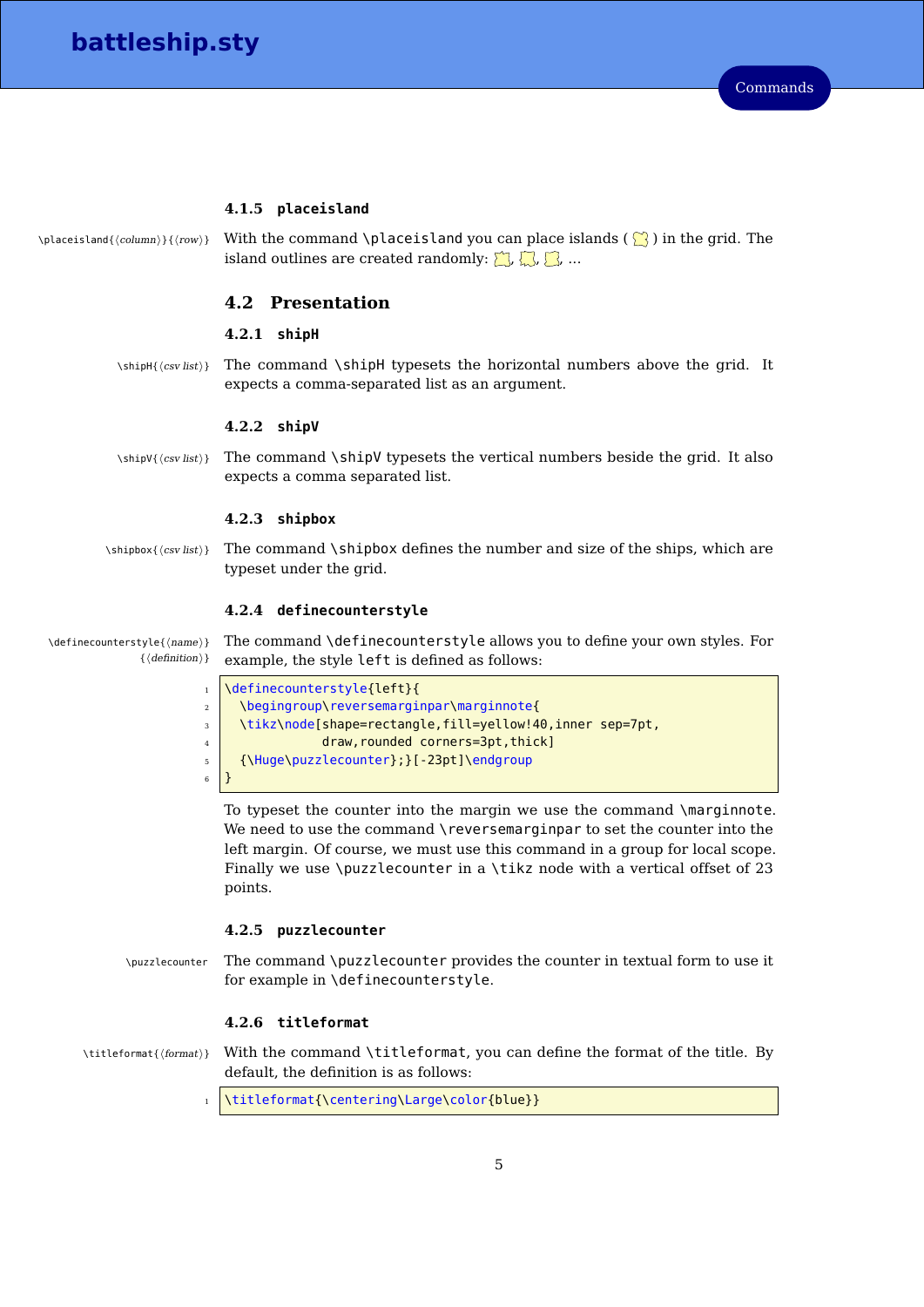#### 4.1.5 placeisland

`\placeisland{⟨column⟩}{⟨row⟩}`

With the command `\placeisland` you can place islands ( ) in the grid. The island outlines are created randomly: , , , …

### 4.2 Presentation

#### 4.2.1 shipH

`\shipH{⟨csv list⟩}`

The command `\shipH` typesets the horizontal numbers above the grid. It expects a comma-separated list as an argument.

#### 4.2.2 shipV

`\shipV{⟨csv list⟩}`

The command `\shipV` typesets the vertical numbers beside the grid. It also expects a comma separated list.

#### 4.2.3 shipbox

`\shipbox{⟨csv list⟩}`

The command `\shipbox` defines the number and size of the ships, which are typeset under the grid.

#### 4.2.4 definecounterstyle

`\definecounterstyle{⟨name⟩}{⟨definition⟩}`

The command `\definecounterstyle` allows you to define your own styles. For example, the style `left` is defined as follows:

```
\definecounterstyle{left}{
  \begingroup\reversemarginpar\marginnote{
  \tikz\node[shape=rectangle,fill=yellow!40,inner sep=7pt,
             draw,rounded corners=3pt,thick]
  {\Huge\puzzlecounter};}[-23pt]\endgroup
}
```

To typeset the counter into the margin we use the command `\marginnote`. We need to use the command `\reversemarginpar` to set the counter into the left margin. Of course, we must use this command in a group for local scope. Finally we use `\puzzlecounter` in a `\tikz` node with a vertical offset of 23 points.

#### 4.2.5 puzzlecounter

`\puzzlecounter`

The command `\puzzlecounter` provides the counter in textual form to use it for example in `\definecounterstyle`.

#### 4.2.6 titleformat

`\titleformat{⟨format⟩}`

With the command `\titleformat`, you can define the format of the title. By default, the definition is as follows:

```
\titleformat{\centering\Large\color{blue}}
```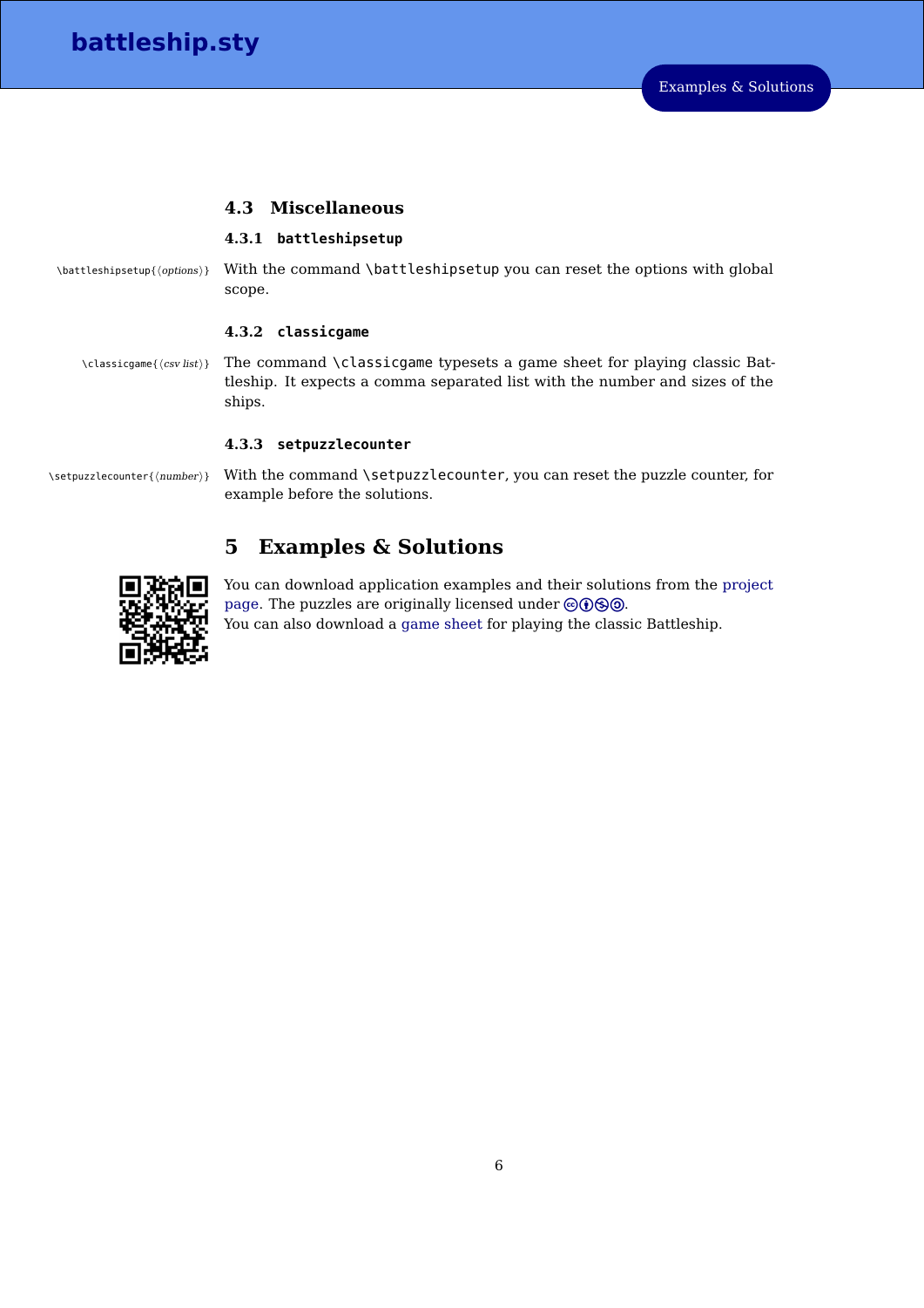### 4.3 Miscellaneous

#### 4.3.1 battleshipsetup

\battleshipsetup{⟨options⟩} With the command \battleshipsetup you can reset the options with global scope.

#### 4.3.2 classicgame

\classicgame{⟨csv list⟩} The command \classicgame typesets a game sheet for playing classic Battleship. It expects a comma separated list with the number and sizes of the ships.

#### 4.3.3 setpuzzlecounter

\setpuzzlecounter{⟨number⟩} With the command \setpuzzlecounter, you can reset the puzzle counter, for example before the solutions.

## 5 Examples & Solutions

You can download application examples and their solutions from the project page. The puzzles are originally licensed under 🅭🅯🄏🄎.
You can also download a game sheet for playing the classic Battleship.